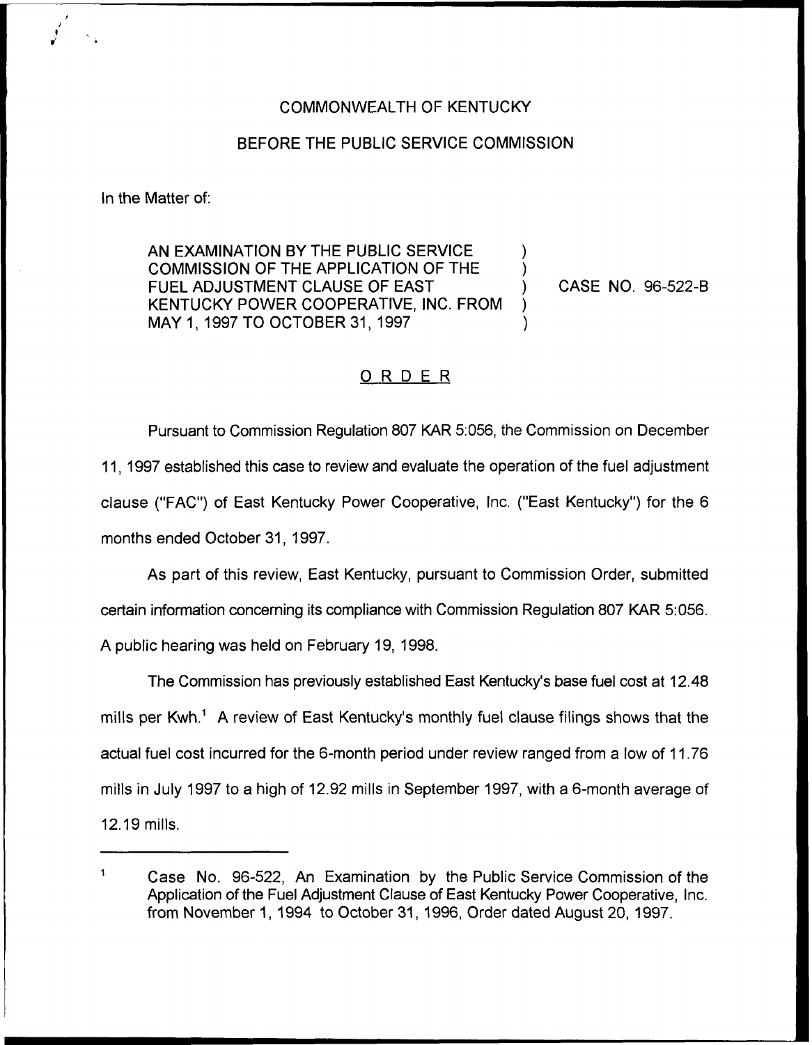COMMONWEALTH OF KENTUCKY

BEFORE THE PUBLIC SERVICE COMMISSION

In the Matter of:

| | | |
|---|---|---|
| AN EXAMINATION BY THE PUBLIC SERVICE COMMISSION OF THE APPLICATION OF THE FUEL ADJUSTMENT CLAUSE OF EAST KENTUCKY POWER COOPERATIVE, INC. FROM MAY 1, 1997 TO OCTOBER 31, 1997 | ) | CASE NO. 96-522-B |

## ORDER

Pursuant to Commission Regulation 807 KAR 5:056, the Commission on December 11, 1997 established this case to review and evaluate the operation of the fuel adjustment clause ("FAC") of East Kentucky Power Cooperative, Inc. ("East Kentucky") for the 6 months ended October 31, 1997.

As part of this review, East Kentucky, pursuant to Commission Order, submitted certain information concerning its compliance with Commission Regulation 807 KAR 5:056. A public hearing was held on February 19, 1998.

The Commission has previously established East Kentucky's base fuel cost at 12.48 mills per Kwh.[1] A review of East Kentucky's monthly fuel clause filings shows that the actual fuel cost incurred for the 6-month period under review ranged from a low of 11.76 mills in July 1997 to a high of 12.92 mills in September 1997, with a 6-month average of 12.19 mills.

---

[1] Case No. 96-522, An Examination by the Public Service Commission of the Application of the Fuel Adjustment Clause of East Kentucky Power Cooperative, Inc. from November 1, 1994 to October 31, 1996, Order dated August 20, 1997.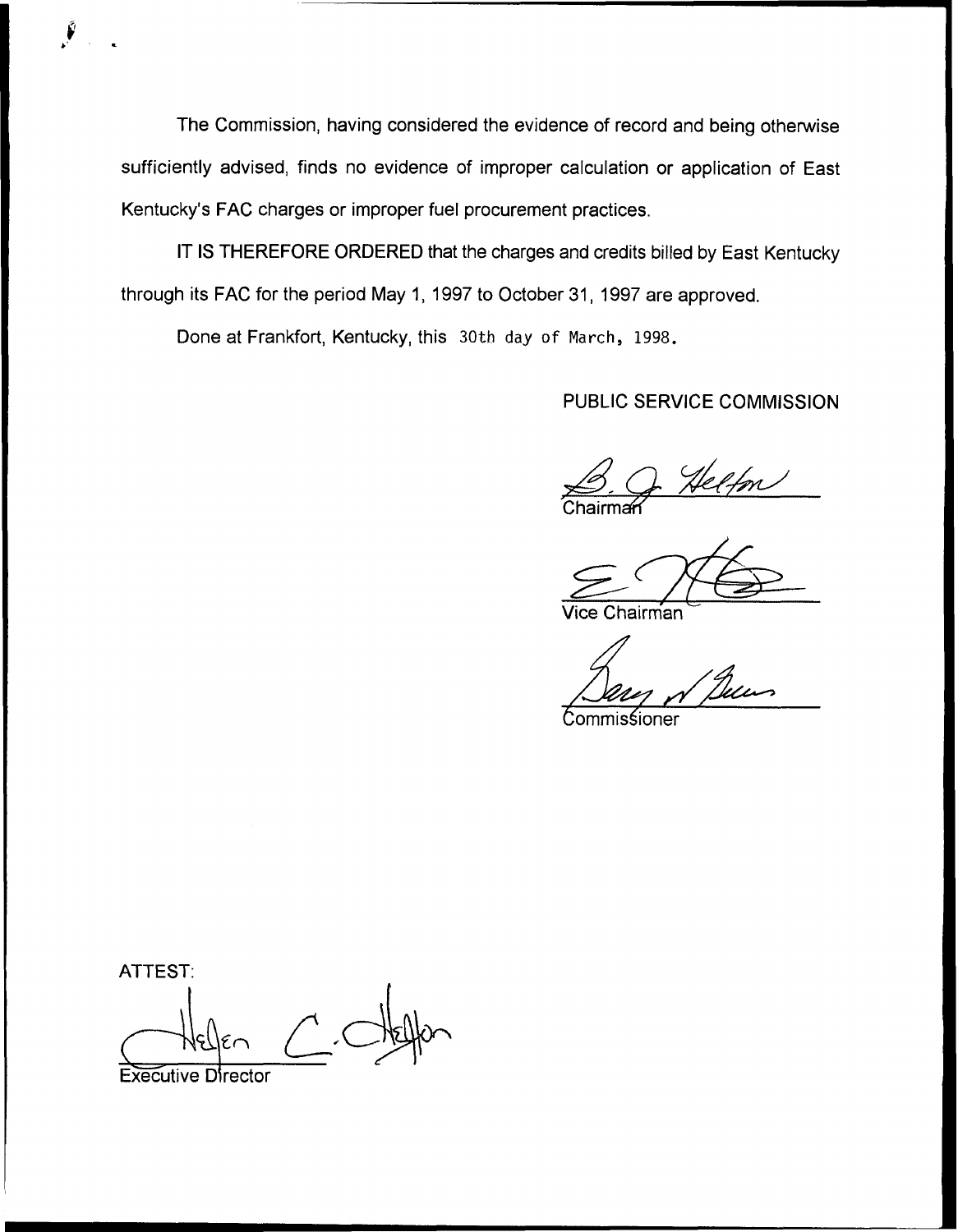The Commission, having considered the evidence of record and being otherwise sufficiently advised, finds no evidence of improper calculation or application of East Kentucky's FAC charges or improper fuel procurement practices.

IT IS THEREFORE ORDERED that the charges and credits billed by East Kentucky through its FAC for the period May 1, 1997 to October 31, 1997 are approved.

Done at Frankfort, Kentucky, this 30th day of March, 1998.

PUBLIC SERVICE COMMISSION

Chairman

Vice Chairman

Commissioner

ATTEST:

Executive Director